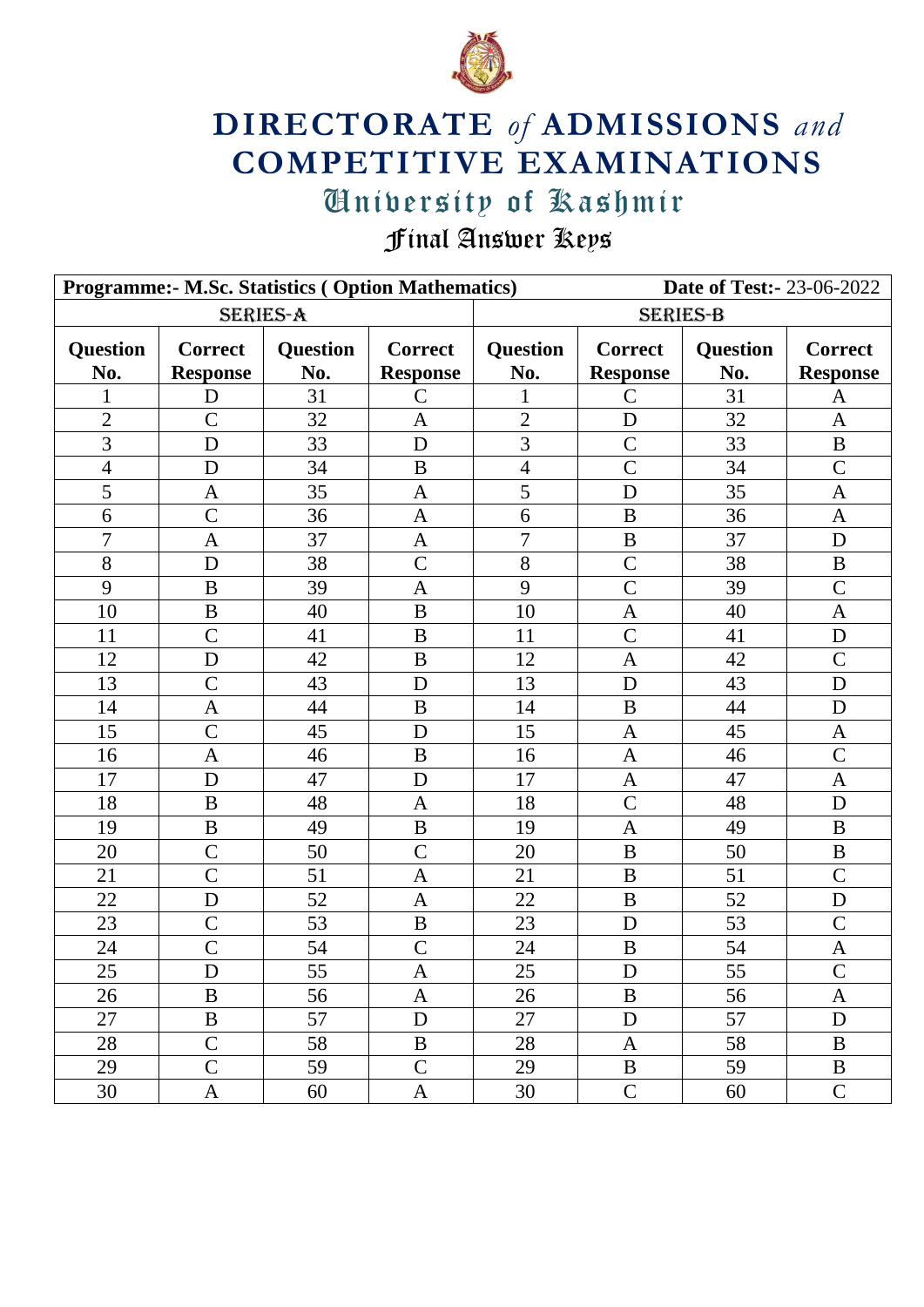# DIRECTORATE *of* ADMISSIONS *and* COMPETITIVE EXAMINATIONS

## University of Kashmir

## Final Answer Keys

| **Programme:- M.Sc. Statistics ( Option Mathematics)** | | | | | | **Date of Test:-** 23-06-2022 | |
|---|---|---|---|---|---|---|---|
| SERIES-A | | | | SERIES-B | | | |
| **Question No.** | **Correct Response** | **Question No.** | **Correct Response** | **Question No.** | **Correct Response** | **Question No.** | **Correct Response** |
| 1 | D | 31 | C | 1 | C | 31 | A |
| 2 | C | 32 | A | 2 | D | 32 | A |
| 3 | D | 33 | D | 3 | C | 33 | B |
| 4 | D | 34 | B | 4 | C | 34 | C |
| 5 | A | 35 | A | 5 | D | 35 | A |
| 6 | C | 36 | A | 6 | B | 36 | A |
| 7 | A | 37 | A | 7 | B | 37 | D |
| 8 | D | 38 | C | 8 | C | 38 | B |
| 9 | B | 39 | A | 9 | C | 39 | C |
| 10 | B | 40 | B | 10 | A | 40 | A |
| 11 | C | 41 | B | 11 | C | 41 | D |
| 12 | D | 42 | B | 12 | A | 42 | C |
| 13 | C | 43 | D | 13 | D | 43 | D |
| 14 | A | 44 | B | 14 | B | 44 | D |
| 15 | C | 45 | D | 15 | A | 45 | A |
| 16 | A | 46 | B | 16 | A | 46 | C |
| 17 | D | 47 | D | 17 | A | 47 | A |
| 18 | B | 48 | A | 18 | C | 48 | D |
| 19 | B | 49 | B | 19 | A | 49 | B |
| 20 | C | 50 | C | 20 | B | 50 | B |
| 21 | C | 51 | A | 21 | B | 51 | C |
| 22 | D | 52 | A | 22 | B | 52 | D |
| 23 | C | 53 | B | 23 | D | 53 | C |
| 24 | C | 54 | C | 24 | B | 54 | A |
| 25 | D | 55 | A | 25 | D | 55 | C |
| 26 | B | 56 | A | 26 | B | 56 | A |
| 27 | B | 57 | D | 27 | D | 57 | D |
| 28 | C | 58 | B | 28 | A | 58 | B |
| 29 | C | 59 | C | 29 | B | 59 | B |
| 30 | A | 60 | A | 30 | C | 60 | C |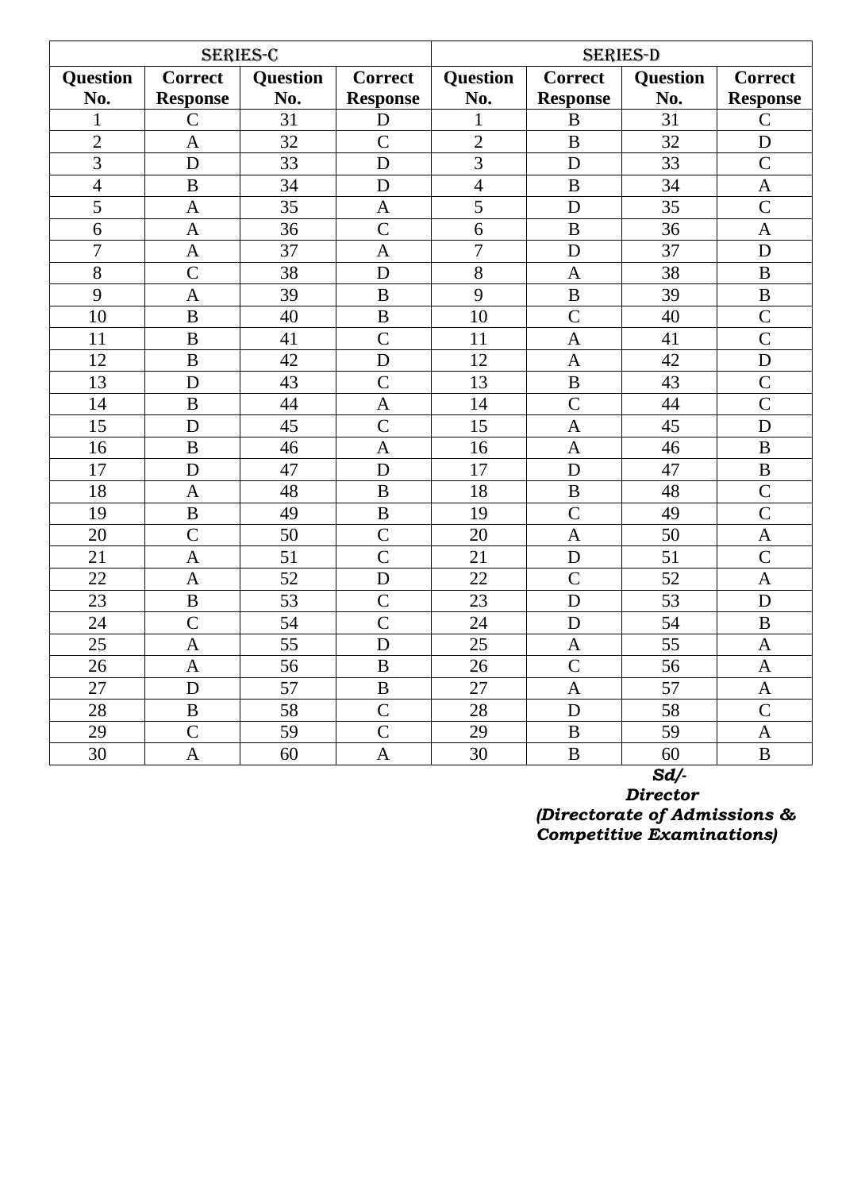| SERIES-C | | | | SERIES-D | | | |
|---|---|---|---|---|---|---|---|
| **Question No.** | **Correct Response** | **Question No.** | **Correct Response** | **Question No.** | **Correct Response** | **Question No.** | **Correct Response** |
| 1 | C | 31 | D | 1 | B | 31 | C |
| 2 | A | 32 | C | 2 | B | 32 | D |
| 3 | D | 33 | D | 3 | D | 33 | C |
| 4 | B | 34 | D | 4 | B | 34 | A |
| 5 | A | 35 | A | 5 | D | 35 | C |
| 6 | A | 36 | C | 6 | B | 36 | A |
| 7 | A | 37 | A | 7 | D | 37 | D |
| 8 | C | 38 | D | 8 | A | 38 | B |
| 9 | A | 39 | B | 9 | B | 39 | B |
| 10 | B | 40 | B | 10 | C | 40 | C |
| 11 | B | 41 | C | 11 | A | 41 | C |
| 12 | B | 42 | D | 12 | A | 42 | D |
| 13 | D | 43 | C | 13 | B | 43 | C |
| 14 | B | 44 | A | 14 | C | 44 | C |
| 15 | D | 45 | C | 15 | A | 45 | D |
| 16 | B | 46 | A | 16 | A | 46 | B |
| 17 | D | 47 | D | 17 | D | 47 | B |
| 18 | A | 48 | B | 18 | B | 48 | C |
| 19 | B | 49 | B | 19 | C | 49 | C |
| 20 | C | 50 | C | 20 | A | 50 | A |
| 21 | A | 51 | C | 21 | D | 51 | C |
| 22 | A | 52 | D | 22 | C | 52 | A |
| 23 | B | 53 | C | 23 | D | 53 | D |
| 24 | C | 54 | C | 24 | D | 54 | B |
| 25 | A | 55 | D | 25 | A | 55 | A |
| 26 | A | 56 | B | 26 | C | 56 | A |
| 27 | D | 57 | B | 27 | A | 57 | A |
| 28 | B | 58 | C | 28 | D | 58 | C |
| 29 | C | 59 | C | 29 | B | 59 | A |
| 30 | A | 60 | A | 30 | B | 60 | B |

***Sd/-***
***Director***
***(Directorate of Admissions & Competitive Examinations)***